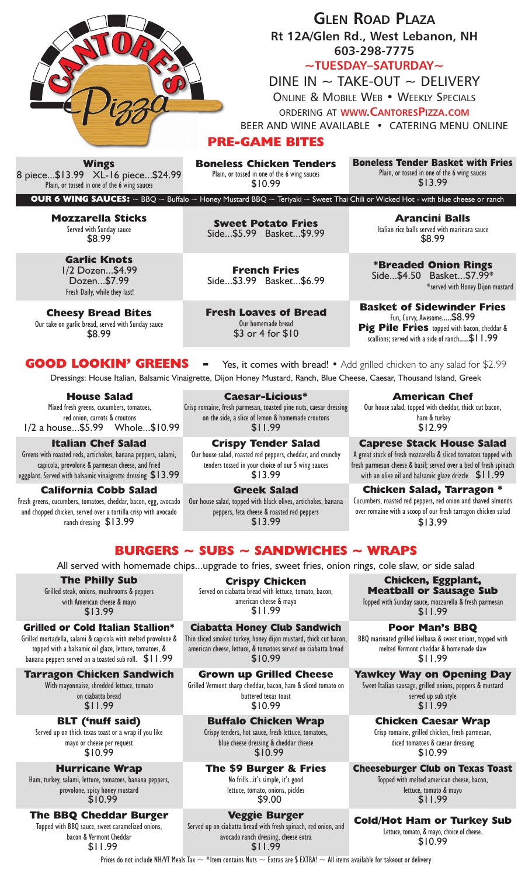# Glen Road Plaza

**Rt 12A/Glen Rd., West Lebanon, NH**
**603-298-7775**
**~TUESDAY–SATURDAY~**

DINE IN ~ TAKE-OUT ~ DELIVERY
ONLINE & MOBILE WEB • WEEKLY SPECIALS
ORDERING AT **WWW.CANTORESPIZZA.COM**
BEER AND WINE AVAILABLE • CATERING MENU ONLINE

## PRE-GAME BITES

**Wings**
8 piece...$13.99 XL-16 piece...$24.99
Plain, or tossed in one of the 6 wing sauces

**Boneless Chicken Tenders**
Plain, or tossed in one of the 6 wing sauces
$10.99

**Boneless Tender Basket with Fries**
Plain, or tossed in one of the 6 wing sauces
$13.99

**OUR 6 WING SAUCES:** ~ BBQ ~ Buffalo ~ Honey Mustard BBQ ~ Teriyaki ~ Sweet Thai Chili or Wicked Hot - with blue cheese or ranch

**Mozzarella Sticks**
Served with Sunday sauce
$8.99

**Sweet Potato Fries**
Side...$5.99 Basket...$9.99

**Arancini Balls**
Italian rice balls served with marinara sauce
$8.99

**Garlic Knots**
1/2 Dozen...$4.99
Dozen...$7.99
Fresh Daily, while they last!

**French Fries**
Side...$3.99 Basket...$6.99

***Breaded Onion Rings**
Side...$4.50 Basket...$7.99*
*served with Honey Dijon mustard

**Cheesy Bread Bites**
Our take on garlic bread, served with Sunday sauce
$8.99

**Fresh Loaves of Bread**
Our homemade bread
$3 or 4 for $10

**Basket of Sidewinder Fries**
Fun, Curvy, Awesome.....$8.99
**Pig Pile Fries** topped with bacon, cheddar & scallions; served with a side of ranch.....$11.99

## GOOD LOOKIN' GREENS - Yes, it comes with bread! • Add grilled chicken to any salad for $2.99

Dressings: House Italian, Balsamic Vinaigrette, Dijon Honey Mustard, Ranch, Blue Cheese, Caesar, Thousand Island, Greek

**House Salad**
Mixed fresh greens, cucumbers, tomatoes, red onion, carrots & croutons
1/2 a house...$5.99 Whole...$10.99

**Caesar-Licious***
Crisp romaine, fresh parmesan, toasted pine nuts, caesar dressing on the side, a slice of lemon & homemade croutons
$11.99

**American Chef**
Our house salad, topped with cheddar, thick cut bacon, ham & turkey
$12.99

**Italian Chef Salad**
Greens with roasted reds, artichokes, banana peppers, salami, capicola, provolone & parmesan cheese, and fried eggplant. Served with balsamic vinaigrette dressing $13.99

**Crispy Tender Salad**
Our house salad, roasted red peppers, cheddar, and crunchy tenders tossed in your choice of our 5 wing sauces
$13.99

**Caprese Stack House Salad**
A great stack of fresh mozzarella & sliced tomatoes topped with fresh parmesan cheese & basil; served over a bed of fresh spinach with an olive oil and balsamic glaze drizzle $11.99

**California Cobb Salad**
Fresh greens, cucumbers, tomatoes, cheddar, bacon, egg, avocado and chopped chicken, served over a tortilla crisp with avocado ranch dressing $13.99

**Greek Salad**
Our house salad, topped with black olives, artichokes, banana peppers, feta cheese & roasted red peppers
$13.99

**Chicken Salad, Tarragon ***
Cucumbers, roasted red peppers, red onion and shaved almonds over romaine with a scoop of our fresh tarragon chicken salad
$13.99

## BURGERS ~ SUBS ~ SANDWICHES ~ WRAPS

All served with homemade chips...upgrade to fries, sweet fries, onion rings, cole slaw, or side salad

**The Philly Sub**
Grilled steak, onions, mushrooms & peppers with American cheese & mayo
$13.99

**Crispy Chicken**
Served on ciabatta bread with lettuce, tomato, bacon, american cheese & mayo
$11.99

**Chicken, Eggplant, Meatball or Sausage Sub**
Topped with Sunday sauce, mozzarella & fresh parmesan
$11.99

**Grilled or Cold Italian Stallion***
Grilled mortadella, salami & capicola with melted provolone & topped with a balsamic oil glaze, lettuce, tomatoes, & banana peppers served on a toasted sub roll. $11.99

**Ciabatta Honey Club Sandwich**
Thin sliced smoked turkey, honey dijon mustard, thick cut bacon, american cheese, lettuce, & tomatoes served on ciabatta bread
$10.99

**Poor Man's BBQ**
BBQ marinated grilled kielbasa & sweet onions, topped with melted Vermont cheddar & homemade slaw
$11.99

**Tarragon Chicken Sandwich**
With mayonnaise, shredded lettuce, tomato on ciabatta bread
$11.99

**Grown up Grilled Cheese**
Grilled Vermont sharp cheddar, bacon, ham & sliced tomato on buttered texas toast
$10.99

**Yawkey Way on Opening Day**
Sweet Italian sausage, grilled onions, peppers & mustard served up sub style
$11.99

**BLT ('nuff said)**
Served up on thick texas toast or a wrap if you like mayo or cheese per request
$10.99

**Buffalo Chicken Wrap**
Crispy tenders, hot sauce, fresh lettuce, tomatoes, blue cheese dressing & cheddar cheese
$10.99

**Chicken Caesar Wrap**
Crisp romaine, grilled chicken, fresh parmesan, diced tomatoes & caesar dressing
$10.99

**Hurricane Wrap**
Ham, turkey, salami, lettuce, tomatoes, banana peppers, provolone, spicy honey mustard
$10.99

**The $9 Burger & Fries**
No frills...it's simple, it's good
lettuce, tomato, onions, pickles
$9.00

**Cheeseburger Club on Texas Toast**
Topped with melted american cheese, bacon, lettuce, tomato & mayo
$11.99

**The BBQ Cheddar Burger**
Topped with BBQ sauce, sweet caramelized onions, bacon & Vermont Cheddar
$11.99

**Veggie Burger**
Served up on ciabatta bread with fresh spinach, red onion, and avocado ranch dressing, cheese extra
$11.99

**Cold/Hot Ham or Turkey Sub**
Lettuce, tomato, & mayo, choice of cheese.
$10.99

Prices do not include NH/VT Meals Tax ~ *Item contains Nuts ~ Extras are $ EXTRA! ~ All items available for takeout or delivery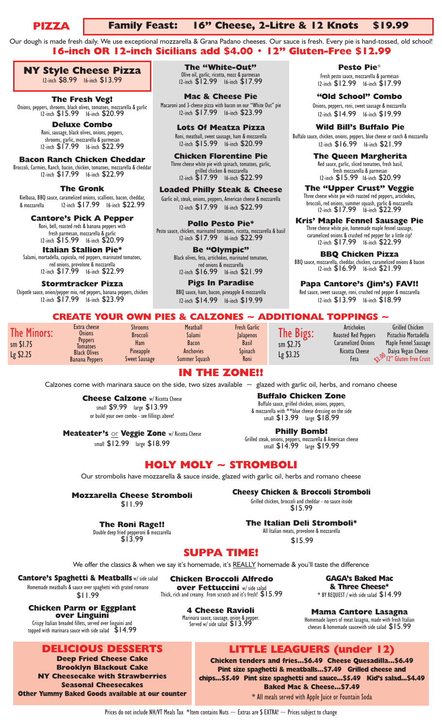# PIZZA

**Family Feast: 16" Cheese, 2-Litre & 12 Knots $19.99**

Our dough is made fresh daily. We use exceptional mozzarella & Grana Padano cheeses. Our sauce is fresh. Every pie is hand-tossed, old school!

**16-inch OR 12-inch Sicilians add $4.00 • 12" Gluten-Free $12.99**

## NY Style Cheese Pizza
12-inch $8.99 16-inch $13.99

**The Fresh Veg!**
Onions, peppers, shrooms, black olives, tomatoes, mozzarella & garlic
12-inch $15.99 16-inch $20.99

**Deluxe Combo**
Roni, sausage, black olives, onions, peppers, shrooms, garlic, mozzarella & parmesan
12-inch $17.99 16-inch $22.99

**Bacon Ranch Chicken Cheddar**
Broccoli, Carmies, Ranch, bacon, chicken, tomatoes, mozzarella & cheddar
12-inch $17.99 16-inch $22.99

**The Gronk**
Kielbasa, BBQ sauce, caramelized onions, scallions, bacon, cheddar, & mozzarella
12-inch $17.99 16-inch $22.99

**Cantore's Pick A Pepper**
Roni, bell, roasted reds & banana peppers with fresh parmesan, mozzarella & garlic
12-inch $15.99 16-inch $20.99

**Italian Stallion Pie***
Salami, mortadella, capicola, red peppers, marinated tomatoes, red onions, provolone & mozzarella
12-inch $17.99 16-inch $22.99

**Stormtracker Pizza**
Chipotle sauce, onion/pepper mix, red peppers, banana peppers, chicken
12-inch $17.99 16-inch $23.99

**The "White-Out"**
Olive oil, garlic, ricotta, mozz & parmesan
12-inch $12.99 16-inch $17.99

**Mac & Cheese Pie**
Macaroni and 3-cheese pizza with bacon on our "White Out" pie
12-inch $17.99 16-inch $23.99

**Lots Of Meatza Pizza**
Roni, meatball, sweet sausage, ham & mozzarella
12-inch $15.99 16-inch $20.99

**Chicken Florentine Pie**
Three cheese white pie with spinach, tomatoes, garlic, grilled chicken & mozzarella
12-inch $17.99 16-inch $22.99

**Loaded Philly Steak & Cheese**
Garlic oil, steak, onions, peppers, American cheese & mozzarella
12-inch $17.99 16-inch $22.99

**Pollo Pesto Pie***
Pesto sauce, chicken, marinated tomatoes, ricotta, mozzarella & basil
12-inch $17.99 16-inch $22.99

**Be "Olympic"**
Black olives, feta, artichokes, marinated tomatoes, red onions & mozzarella
12-inch $16.99 16-inch $21.99

**Pigs In Paradise**
BBQ sauce, ham, bacon, pineapple & mozzarella
12-inch $14.99 16-inch $19.99

**Pesto Pie***
Fresh pesto sauce, mozzarella & parmesan
12-inch $12.99 16-inch $17.99

**"Old School" Combo**
Onions, peppers, roni, sweet sausage & mozzarella
12-inch $14.99 16-inch $19.99

**Wild Bill's Buffalo Pie**
Buffalo sauce, chicken, onions, peppers, blue cheese or ranch & mozzarella
12-inch $16.99 16-inch $21.99

**The Queen Margherita**
Red sauce, garlic, sliced tomatoes, fresh basil, fresh mozzarella & parmesan
12-inch $15.99 16-inch $20.99

**The "Upper Crust" Veggie**
Three cheese white pie with roasted red peppers, artichokes, broccoli, red onions, summer squash, garlic & mozzarella
12-inch $17.99 16-inch $22.99

**Kris' Maple Fennel Sausage Pie**
Three cheese white pie, homemade maple fennel sausage, caramelized onions & crushed red pepper for a little zip!
12-inch $17.99 16-inch $22.99

**BBQ Chicken Pizza**
BBQ sauce, mozzarella, cheddar, chicken, caramelized onions & bacon
12-inch $16.99 16-inch $21.99

**Papa Cantore's (Jim's) FAV!!**
Red sauce, sweet sausage, roni, crushed red pepper & mozzarella
12-inch $13.99 16-inch $18.99

## CREATE YOUR OWN PIES & CALZONES ~ ADDITIONAL TOPPINGS ~

**The Minors:** sm $1.75 Lg $2.25

Extra cheese, Onions, Peppers, Tomatoes, Black Olives, Banana Peppers, Shrooms, Broccoli, Ham, Pineapple, Sweet Sausage, Meatball, Salami, Bacon, Anchovies, Summer Squash, Fresh Garlic, Jalapenos, Basil, Spinach, Roni

**The Bigs:** sm $2.75 Lg $3.25

Artichokes, Roasted Red Peppers, Caramelized Onions, Ricotta Cheese, Feta, Grilled Chicken, Pistachio Mortadella, Maple Fennel Sausage, Daiya Vegan Cheese

$3.00 12" Gluten Free Crust

## IN THE ZONE!!

Calzones come with marinara sauce on the side, two sizes available ~ glazed with garlic oil, herbs, and romano cheese

**Cheese Calzone** w/ Ricotta Cheese
small $9.99 large $13.99
or build your own combo - see fillings above!

**Meateater's** or **Veggie Zone** w/ Ricotta Cheese
small $12.99 large $18.99

**Buffalo Chicken Zone**
Buffalo sauce, grilled chicken, onions, peppers, & mozzarella with **blue cheese dressing on the side
small $13.99 large $18.99

**Philly Bomb!**
Grilled steak, onions, peppers, mozzarella & American cheese
small $14.99 large $19.99

## HOLY MOLY ~ STROMBOLI

Our strombolis have mozzarella & sauce inside, glazed with garlic oil, herbs and romano cheese

**Mozzarella Cheese Stromboli**
$11.99

**The Roni Rage!!**
Double deep fried pepperoni & mozzarella
$13.99

**Cheesy Chicken & Broccoli Stromboli**
Grilled chicken, broccoli and cheddar - no sauce inside
$15.99

**The Italian Deli Stromboli***
All Italian meats, provolone & mozzarella
$15.99

## SUPPA TIME!

We offer the classics & when we say it's homemade, it's REALLY homemade & you'll taste the difference

**Cantore's Spaghetti & Meatballs** w/ side salad
Homemade meatballs & sauce over spaghetti with grated romano
$11.99

**Chicken Parm or Eggplant over Linguini**
Crispy Italian breaded fillets, served over linguini and topped with marinara sauce with side salad $14.99

**Chicken Broccoli Alfredo over Fettuccini** w/ side salad
Thick, rich and creamy. From scratch and it's fresh! $15.99

**4 Cheese Ravioli**
Marinara sauce, sausage, onion & pepper. Served w/ side salad $13.99

**GAGA's Baked Mac & Three Cheese***
* BY REQUEST / with side salad $14.99

**Mama Cantore Lasagna**
Homemade layers of meat lasagna, made with fresh Italian cheeses & homemade saucewith side salad $15.99

## DELICIOUS DESSERTS

**Deep Fried Cheese Cake**
**Brooklyn Blackout Cake**
**NY Cheesecake with Strawberries**
**Seasonal Cheesecakes**
**Other Yummy Baked Goods available at our counter**

## LITTLE LEAGUERS (under 12)

**Chicken tenders and fries...$6.49 Cheese Quesadilla...$6.49 Pint size spaghetti & meatballs...$7.49 Grilled cheese and chips...$5.49 Pint size spaghetti and sauce...$5.49 Kid's salad...$4.49 Baked Mac & Cheese...$7.49**

* All meals served with Apple Juice or Fountain Soda

Prices do not include NH/VT Meals Tax *Item contains Nuts ~ Extras are $ EXTRA! ~ Prices subject to change